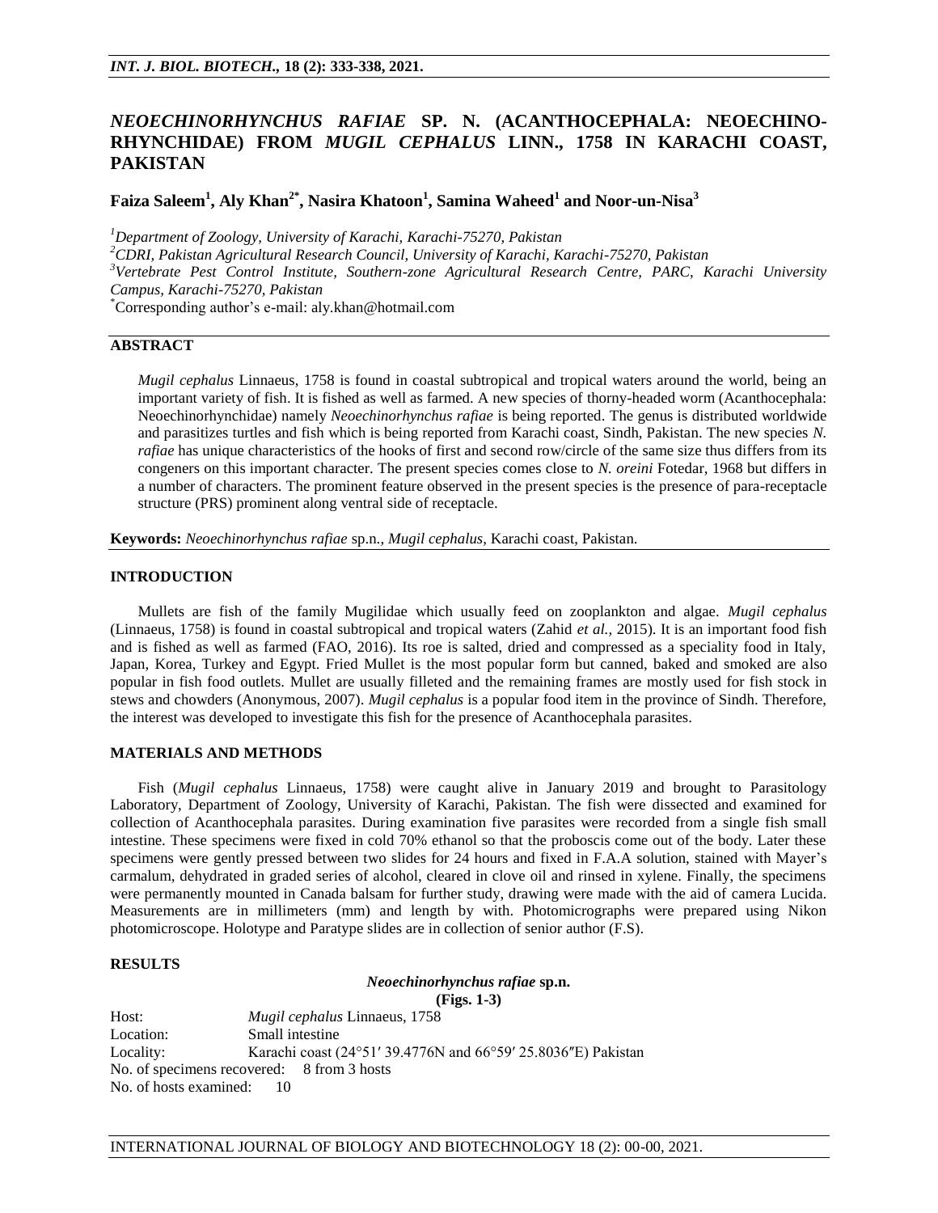# *NEOECHINORHYNCHUS RAFIAE* SP. N. (ACANTHOCEPHALA: NEOECHINO-RHYNCHIDAE) FROM *MUGIL CEPHALUS* LINN., 1758 IN KARACHI COAST, PAKISTAN

**Faiza Saleem[1], Aly Khan[2*], Nasira Khatoon[1], Samina Waheed[1] and Noor-un-Nisa[3]**

[1]*Department of Zoology, University of Karachi, Karachi-75270, Pakistan*
[2]*CDRI, Pakistan Agricultural Research Council, University of Karachi, Karachi-75270, Pakistan*
[3]*Vertebrate Pest Control Institute, Southern-zone Agricultural Research Centre, PARC, Karachi University Campus, Karachi-75270, Pakistan*
[*]Corresponding author's e-mail: aly.khan@hotmail.com

## ABSTRACT

*Mugil cephalus* Linnaeus, 1758 is found in coastal subtropical and tropical waters around the world, being an important variety of fish. It is fished as well as farmed. A new species of thorny-headed worm (Acanthocephala: Neoechinorhynchidae) namely *Neoechinorhynchus rafiae* is being reported. The genus is distributed worldwide and parasitizes turtles and fish which is being reported from Karachi coast, Sindh, Pakistan. The new species *N. rafiae* has unique characteristics of the hooks of first and second row/circle of the same size thus differs from its congeners on this important character. The present species comes close to *N. oreini* Fotedar, 1968 but differs in a number of characters. The prominent feature observed in the present species is the presence of para-receptacle structure (PRS) prominent along ventral side of receptacle.

**Keywords:** *Neoechinorhynchus rafiae* sp.n., *Mugil cephalus*, Karachi coast, Pakistan.

## INTRODUCTION

Mullets are fish of the family Mugilidae which usually feed on zooplankton and algae. *Mugil cephalus* (Linnaeus, 1758) is found in coastal subtropical and tropical waters (Zahid *et al.*, 2015). It is an important food fish and is fished as well as farmed (FAO, 2016). Its roe is salted, dried and compressed as a speciality food in Italy, Japan, Korea, Turkey and Egypt. Fried Mullet is the most popular form but canned, baked and smoked are also popular in fish food outlets. Mullet are usually filleted and the remaining frames are mostly used for fish stock in stews and chowders (Anonymous, 2007). *Mugil cephalus* is a popular food item in the province of Sindh. Therefore, the interest was developed to investigate this fish for the presence of Acanthocephala parasites.

## MATERIALS AND METHODS

Fish (*Mugil cephalus* Linnaeus, 1758) were caught alive in January 2019 and brought to Parasitology Laboratory, Department of Zoology, University of Karachi, Pakistan. The fish were dissected and examined for collection of Acanthocephala parasites. During examination five parasites were recorded from a single fish small intestine. These specimens were fixed in cold 70% ethanol so that the proboscis come out of the body. Later these specimens were gently pressed between two slides for 24 hours and fixed in F.A.A solution, stained with Mayer's carmalum, dehydrated in graded series of alcohol, cleared in clove oil and rinsed in xylene. Finally, the specimens were permanently mounted in Canada balsam for further study, drawing were made with the aid of camera Lucida. Measurements are in millimeters (mm) and length by with. Photomicrographs were prepared using Nikon photomicroscope. Holotype and Paratype slides are in collection of senior author (F.S).

## RESULTS

### *Neoechinorhynchus rafiae* sp.n.

**(Figs. 1-3)**

Host: *Mugil cephalus* Linnaeus, 1758
Location: Small intestine
Locality: Karachi coast (24°51′ 39.4776N and 66°59′ 25.8036″E) Pakistan
No. of specimens recovered: 8 from 3 hosts
No. of hosts examined: 10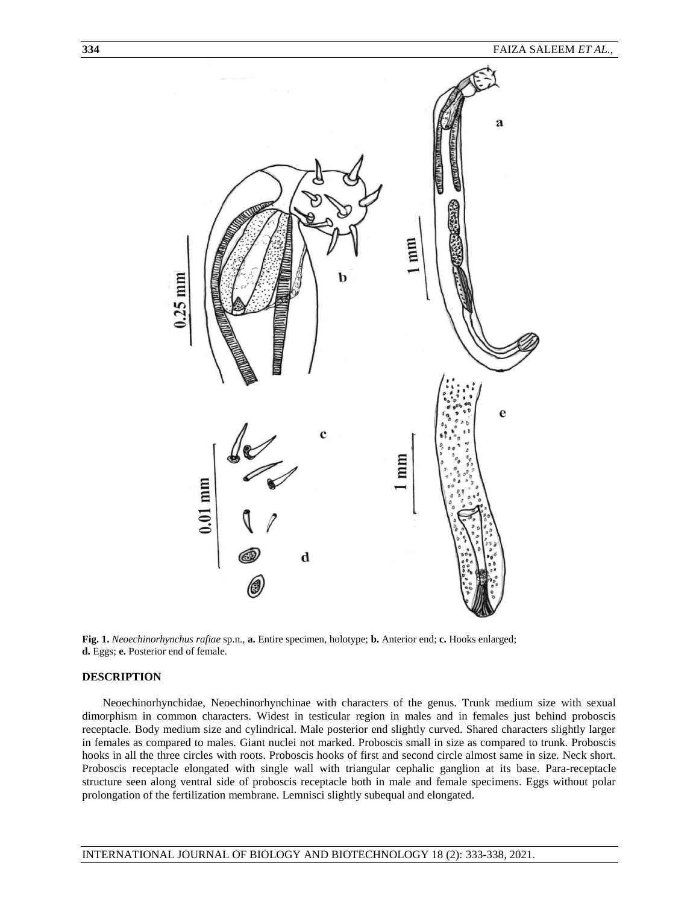Fig. 1. *Neoechinorhynchus rafiae* sp.n., **a.** Entire specimen, holotype; **b.** Anterior end; **c.** Hooks enlarged; **d.** Eggs; **e.** Posterior end of female.

## DESCRIPTION

Neoechinorhynchidae, Neoechinorhynchinae with characters of the genus. Trunk medium size with sexual dimorphism in common characters. Widest in testicular region in males and in females just behind proboscis receptacle. Body medium size and cylindrical. Male posterior end slightly curved. Shared characters slightly larger in females as compared to males. Giant nuclei not marked. Proboscis small in size as compared to trunk. Proboscis hooks in all the three circles with roots. Proboscis hooks of first and second circle almost same in size. Neck short. Proboscis receptacle elongated with single wall with triangular cephalic ganglion at its base. Para-receptacle structure seen along ventral side of proboscis receptacle both in male and female specimens. Eggs without polar prolongation of the fertilization membrane. Lemnisci slightly subequal and elongated.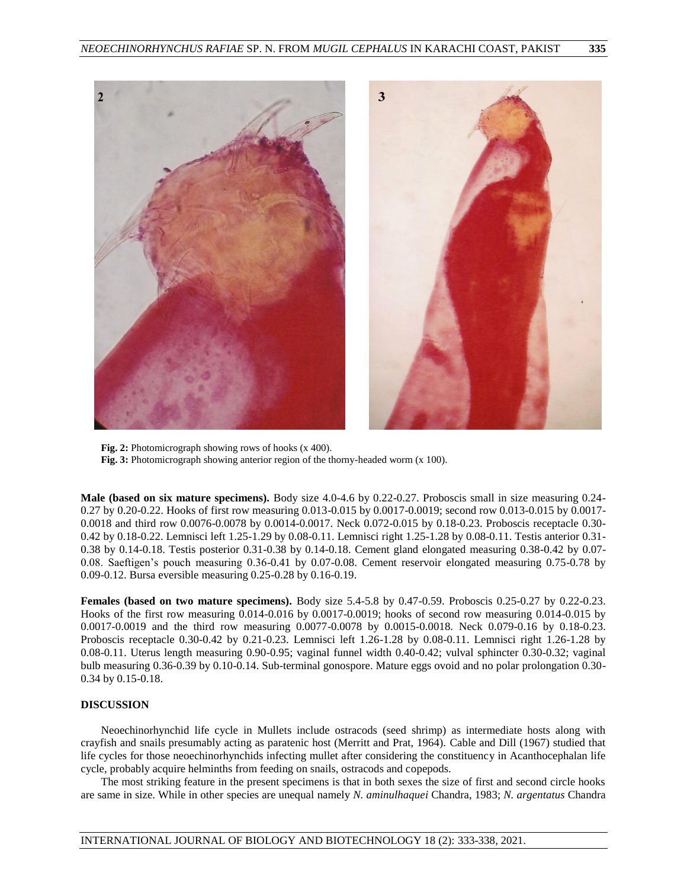**Fig. 2:** Photomicrograph showing rows of hooks (x 400).

**Fig. 3:** Photomicrograph showing anterior region of the thorny-headed worm (x 100).

**Male (based on six mature specimens).** Body size 4.0-4.6 by 0.22-0.27. Proboscis small in size measuring 0.24-0.27 by 0.20-0.22. Hooks of first row measuring 0.013-0.015 by 0.0017-0.0019; second row 0.013-0.015 by 0.0017-0.0018 and third row 0.0076-0.0078 by 0.0014-0.0017. Neck 0.072-0.015 by 0.18-0.23. Proboscis receptacle 0.30-0.42 by 0.18-0.22. Lemnisci left 1.25-1.29 by 0.08-0.11. Lemnisci right 1.25-1.28 by 0.08-0.11. Testis anterior 0.31-0.38 by 0.14-0.18. Testis posterior 0.31-0.38 by 0.14-0.18. Cement gland elongated measuring 0.38-0.42 by 0.07-0.08. Saeftigen's pouch measuring 0.36-0.41 by 0.07-0.08. Cement reservoir elongated measuring 0.75-0.78 by 0.09-0.12. Bursa eversible measuring 0.25-0.28 by 0.16-0.19.

**Females (based on two mature specimens).** Body size 5.4-5.8 by 0.47-0.59. Proboscis 0.25-0.27 by 0.22-0.23. Hooks of the first row measuring 0.014-0.016 by 0.0017-0.0019; hooks of second row measuring 0.014-0.015 by 0.0017-0.0019 and the third row measuring 0.0077-0.0078 by 0.0015-0.0018. Neck 0.079-0.16 by 0.18-0.23. Proboscis receptacle 0.30-0.42 by 0.21-0.23. Lemnisci left 1.26-1.28 by 0.08-0.11. Lemnisci right 1.26-1.28 by 0.08-0.11. Uterus length measuring 0.90-0.95; vaginal funnel width 0.40-0.42; vulval sphincter 0.30-0.32; vaginal bulb measuring 0.36-0.39 by 0.10-0.14. Sub-terminal gonospore. Mature eggs ovoid and no polar prolongation 0.30-0.34 by 0.15-0.18.

## DISCUSSION

Neoechinorhynchid life cycle in Mullets include ostracods (seed shrimp) as intermediate hosts along with crayfish and snails presumably acting as paratenic host (Merritt and Prat, 1964). Cable and Dill (1967) studied that life cycles for those neoechinorhynchids infecting mullet after considering the constituency in Acanthocephalan life cycle, probably acquire helminths from feeding on snails, ostracods and copepods.

The most striking feature in the present specimens is that in both sexes the size of first and second circle hooks are same in size. While in other species are unequal namely *N. aminulhaquei* Chandra, 1983; *N. argentatus* Chandra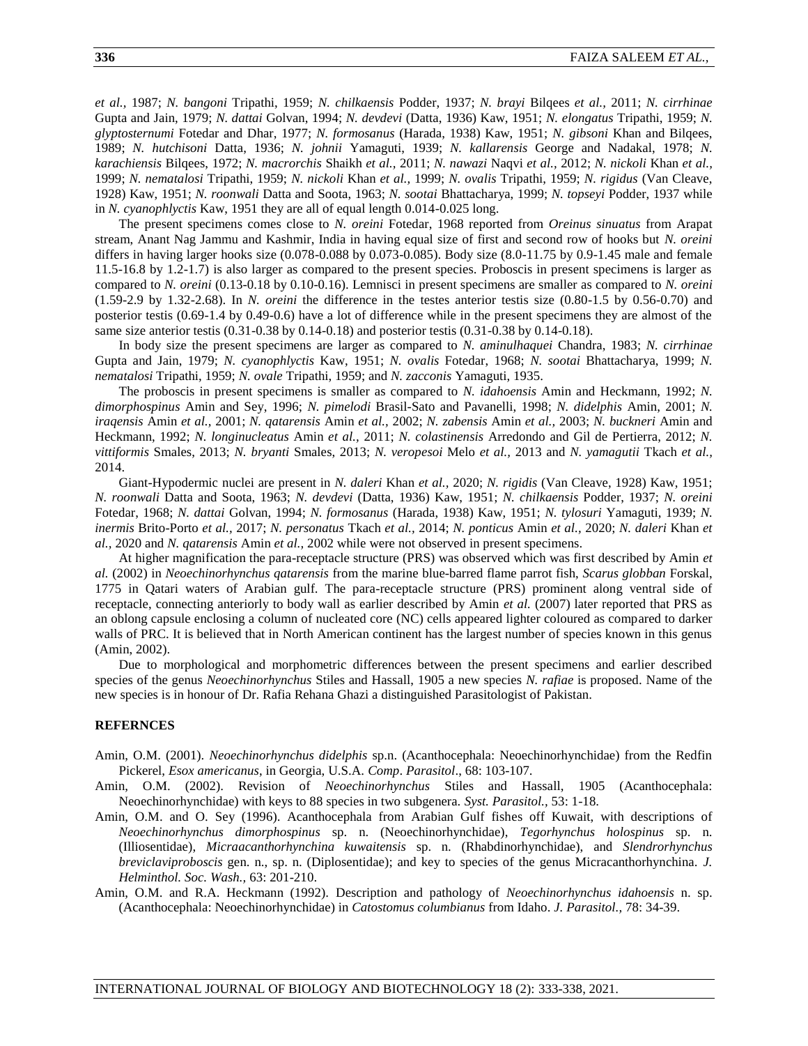*et al.,* 1987; *N. bangoni* Tripathi, 1959; *N. chilkaensis* Podder, 1937; *N. brayi* Bilqees *et al.,* 2011; *N. cirrhinae* Gupta and Jain, 1979; *N. dattai* Golvan, 1994; *N. devdevi* (Datta, 1936) Kaw, 1951; *N. elongatus* Tripathi, 1959; *N. glyptosternumi* Fotedar and Dhar, 1977; *N. formosanus* (Harada, 1938) Kaw, 1951; *N. gibsoni* Khan and Bilqees, 1989; *N. hutchisoni* Datta, 1936; *N. johnii* Yamaguti, 1939; *N. kallarensis* George and Nadakal, 1978; *N. karachiensis* Bilqees, 1972; *N. macrorchis* Shaikh *et al.,* 2011; *N. nawazi* Naqvi *et al.,* 2012; *N. nickoli* Khan *et al.,* 1999; *N. nematalosi* Tripathi, 1959; *N. nickoli* Khan *et al.,* 1999; *N. ovalis* Tripathi, 1959; *N. rigidus* (Van Cleave, 1928) Kaw, 1951; *N. roonwali* Datta and Soota, 1963; *N. sootai* Bhattacharya, 1999; *N. topseyi* Podder, 1937 while in *N. cyanophlyctis* Kaw, 1951 they are all of equal length 0.014-0.025 long.

The present specimens comes close to *N. oreini* Fotedar, 1968 reported from *Oreinus sinuatus* from Arapat stream, Anant Nag Jammu and Kashmir, India in having equal size of first and second row of hooks but *N. oreini* differs in having larger hooks size (0.078-0.088 by 0.073-0.085). Body size (8.0-11.75 by 0.9-1.45 male and female 11.5-16.8 by 1.2-1.7) is also larger as compared to the present species. Proboscis in present specimens is larger as compared to *N. oreini* (0.13-0.18 by 0.10-0.16). Lemnisci in present specimens are smaller as compared to *N. oreini* (1.59-2.9 by 1.32-2.68). In *N. oreini* the difference in the testes anterior testis size (0.80-1.5 by 0.56-0.70) and posterior testis (0.69-1.4 by 0.49-0.6) have a lot of difference while in the present specimens they are almost of the same size anterior testis (0.31-0.38 by 0.14-0.18) and posterior testis (0.31-0.38 by 0.14-0.18).

In body size the present specimens are larger as compared to *N. aminulhaquei* Chandra, 1983; *N. cirrhinae* Gupta and Jain, 1979; *N. cyanophlyctis* Kaw, 1951; *N. ovalis* Fotedar, 1968; *N. sootai* Bhattacharya, 1999; *N. nematalosi* Tripathi, 1959; *N. ovale* Tripathi, 1959; and *N. zacconis* Yamaguti, 1935.

The proboscis in present specimens is smaller as compared to *N. idahoensis* Amin and Heckmann, 1992; *N. dimorphospinus* Amin and Sey, 1996; *N. pimelodi* Brasil-Sato and Pavanelli, 1998; *N. didelphis* Amin, 2001; *N. iraqensis* Amin *et al.,* 2001; *N. qatarensis* Amin *et al.,* 2002; *N. zabensis* Amin *et al.,* 2003; *N. buckneri* Amin and Heckmann, 1992; *N. longinucleatus* Amin *et al.,* 2011; *N. colastinensis* Arredondo and Gil de Pertierra, 2012; *N. vittiformis* Smales, 2013; *N. bryanti* Smales, 2013; *N. veropesoi* Melo *et al.,* 2013 and *N. yamagutii* Tkach *et al.,* 2014.

Giant-Hypodermic nuclei are present in *N. daleri* Khan *et al.,* 2020; *N. rigidis* (Van Cleave, 1928) Kaw, 1951; *N. roonwali* Datta and Soota, 1963; *N. devdevi* (Datta, 1936) Kaw, 1951; *N. chilkaensis* Podder, 1937; *N. oreini* Fotedar, 1968; *N. dattai* Golvan, 1994; *N. formosanus* (Harada, 1938) Kaw, 1951; *N. tylosuri* Yamaguti, 1939; *N. inermis* Brito-Porto *et al.,* 2017; *N. personatus* Tkach *et al.,* 2014; *N. ponticus* Amin *et al.,* 2020; *N. daleri* Khan *et al.,* 2020 and *N. qatarensis* Amin *et al.,* 2002 while were not observed in present specimens.

At higher magnification the para-receptacle structure (PRS) was observed which was first described by Amin *et al.* (2002) in *Neoechinorhynchus qatarensis* from the marine blue-barred flame parrot fish, *Scarus globban* Forskal, 1775 in Qatari waters of Arabian gulf. The para-receptacle structure (PRS) prominent along ventral side of receptacle, connecting anteriorly to body wall as earlier described by Amin *et al.* (2007) later reported that PRS as an oblong capsule enclosing a column of nucleated core (NC) cells appeared lighter coloured as compared to darker walls of PRC. It is believed that in North American continent has the largest number of species known in this genus (Amin, 2002).

Due to morphological and morphometric differences between the present specimens and earlier described species of the genus *Neoechinorhynchus* Stiles and Hassall, 1905 a new species *N. rafiae* is proposed. Name of the new species is in honour of Dr. Rafia Rehana Ghazi a distinguished Parasitologist of Pakistan.

## REFERNCES

Amin, O.M. (2001). *Neoechinorhynchus didelphis* sp.n. (Acanthocephala: Neoechinorhynchidae) from the Redfin Pickerel, *Esox americanus*, in Georgia, U.S.A. *Comp. Parasitol*., 68: 103-107.

Amin, O.M. (2002). Revision of *Neoechinorhynchus* Stiles and Hassall, 1905 (Acanthocephala: Neoechinorhynchidae) with keys to 88 species in two subgenera. *Syst. Parasitol.,* 53: 1-18.

Amin, O.M. and O. Sey (1996). Acanthocephala from Arabian Gulf fishes off Kuwait, with descriptions of *Neoechinorhynchus dimorphospinus* sp. n. (Neoechinorhynchidae), *Tegorhynchus holospinus* sp. n. (Illiosentidae), *Micraacanthorhynchina kuwaitensis* sp. n. (Rhabdinorhynchidae), and *Slendrorhynchus breviclaviproboscis* gen. n., sp. n. (Diplosentidae); and key to species of the genus Micracanthorhynchina. *J. Helminthol. Soc. Wash.,* 63: 201-210.

Amin, O.M. and R.A. Heckmann (1992). Description and pathology of *Neoechinorhynchus idahoensis* n. sp. (Acanthocephala: Neoechinorhynchidae) in *Catostomus columbianus* from Idaho. *J. Parasitol.,* 78: 34-39.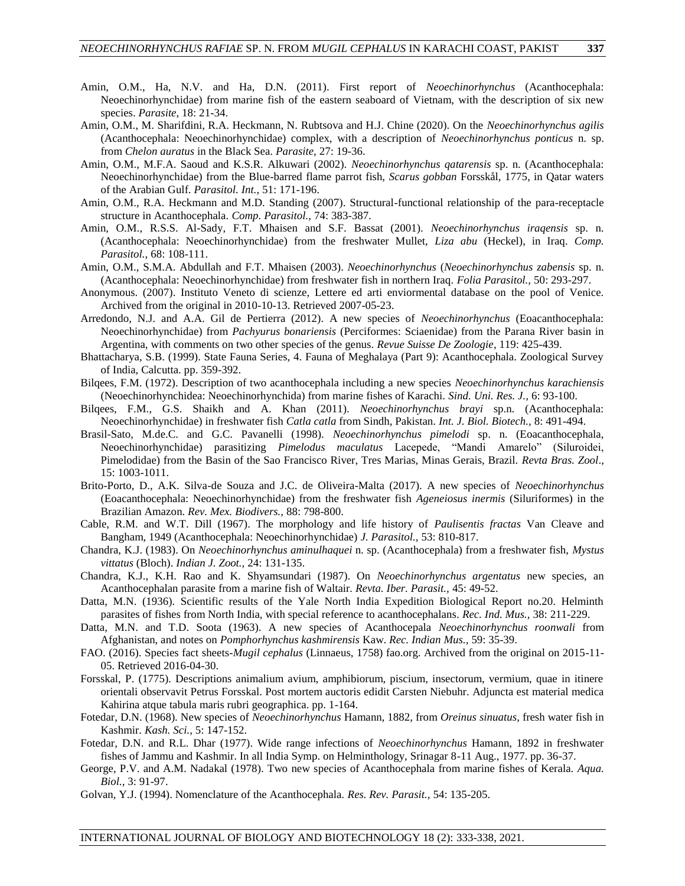Amin, O.M., Ha, N.V. and Ha, D.N. (2011). First report of *Neoechinorhynchus* (Acanthocephala: Neoechinorhynchidae) from marine fish of the eastern seaboard of Vietnam, with the description of six new species. *Parasite*, 18: 21-34.

Amin, O.M., M. Sharifdini, R.A. Heckmann, N. Rubtsova and H.J. Chine (2020). On the *Neoechinorhynchus agilis* (Acanthocephala: Neoechinorhynchidae) complex, with a description of *Neoechinorhynchus ponticus* n. sp. from *Chelon auratus* in the Black Sea. *Parasite,* 27: 19-36.

Amin, O.M., M.F.A. Saoud and K.S.R. Alkuwari (2002). *Neoechinorhynchus qatarensis* sp. n. (Acanthocephala: Neoechinorhynchidae) from the Blue-barred flame parrot fish, *Scarus gobban* Forsskål, 1775, in Qatar waters of the Arabian Gulf. *Parasitol. Int.,* 51: 171-196.

Amin, O.M., R.A. Heckmann and M.D. Standing (2007). Structural-functional relationship of the para-receptacle structure in Acanthocephala. *Comp. Parasitol.,* 74: 383-387.

Amin, O.M., R.S.S. Al-Sady, F.T. Mhaisen and S.F. Bassat (2001). *Neoechinorhynchus iraqensis* sp. n. (Acanthocephala: Neoechinorhynchidae) from the freshwater Mullet, *Liza abu* (Heckel), in Iraq. *Comp. Parasitol.,* 68: 108-111.

Amin, O.M., S.M.A. Abdullah and F.T. Mhaisen (2003). *Neoechinorhynchus* (*Neoechinorhynchus zabensis* sp. n. (Acanthocephala: Neoechinorhynchidae) from freshwater fish in northern Iraq. *Folia Parasitol.,* 50: 293-297.

Anonymous. (2007). Instituto Veneto di scienze, Lettere ed arti enviormental database on the pool of Venice. Archived from the original in 2010-10-13. Retrieved 2007-05-23.

Arredondo, N.J. and A.A. Gil de Pertierra (2012). A new species of *Neoechinorhynchus* (Eoacanthocephala: Neoechinorhynchidae) from *Pachyurus bonariensis* (Perciformes: Sciaenidae) from the Parana River basin in Argentina, with comments on two other species of the genus. *Revue Suisse De Zoologie*, 119: 425-439.

Bhattacharya, S.B. (1999). State Fauna Series, 4. Fauna of Meghalaya (Part 9): Acanthocephala. Zoological Survey of India, Calcutta. pp. 359-392.

Bilqees, F.M. (1972). Description of two acanthocephala including a new species *Neoechinorhynchus karachiensis* (Neoechinorhynchidea: Neoechinorhynchida) from marine fishes of Karachi. *Sind. Uni. Res. J.,* 6: 93-100.

Bilqees, F.M., G.S. Shaikh and A. Khan (2011). *Neoechinorhynchus brayi* sp.n. (Acanthocephala: Neoechinorhynchidae) in freshwater fish *Catla catla* from Sindh, Pakistan. *Int. J. Biol. Biotech.,* 8: 491-494.

Brasil-Sato, M.de.C. and G.C. Pavanelli (1998). *Neoechinorhynchus pimelodi* sp. n. (Eoacanthocephala, Neoechinorhynchidae) parasitizing *Pimelodus maculatus* Lacepede, "Mandi Amarelo" (Siluroidei, Pimelodidae) from the Basin of the Sao Francisco River, Tres Marias, Minas Gerais, Brazil. *Revta Bras. Zool*., 15: 1003-1011.

Brito-Porto, D., A.K. Silva-de Souza and J.C. de Oliveira-Malta (2017). A new species of *Neoechinorhynchus* (Eoacanthocephala: Neoechinorhynchidae) from the freshwater fish *Ageneiosus inermis* (Siluriformes) in the Brazilian Amazon. *Rev. Mex. Biodivers.,* 88: 798-800.

Cable, R.M. and W.T. Dill (1967). The morphology and life history of *Paulisentis fractas* Van Cleave and Bangham, 1949 (Acanthocephala: Neoechinorhynchidae) *J. Parasitol.,* 53: 810-817.

Chandra, K.J. (1983). On *Neoechinorhynchus aminulhaquei* n. sp. (Acanthocephala) from a freshwater fish, *Mystus vittatus* (Bloch). *Indian J. Zoot.,* 24: 131-135.

Chandra, K.J., K.H. Rao and K. Shyamsundari (1987). On *Neoechinorhynchus argentatus* new species, an Acanthocephalan parasite from a marine fish of Waltair. *Revta. Iber. Parasit.,* 45: 49-52.

Datta, M.N. (1936). Scientific results of the Yale North India Expedition Biological Report no.20. Helminth parasites of fishes from North India, with special reference to acanthocephalans. *Rec. Ind. Mus.,* 38: 211-229.

Datta, M.N. and T.D. Soota (1963). A new species of Acanthocepala *Neoechinorhynchus roonwali* from Afghanistan, and notes on *Pomphorhynchus kashmirensis* Kaw. *Rec. Indian Mus.,* 59: 35-39.

FAO. (2016). Species fact sheets-*Mugil cephalus* (Linnaeus, 1758) fao.org. Archived from the original on 2015-11-05. Retrieved 2016-04-30.

Forsskal, P. (1775). Descriptions animalium avium, amphibiorum, piscium, insectorum, vermium, quae in itinere orientali observavit Petrus Forsskal. Post mortem auctoris edidit Carsten Niebuhr. Adjuncta est material medica Kahirina atque tabula maris rubri geographica. pp. 1-164.

Fotedar, D.N. (1968). New species of *Neoechinorhynchus* Hamann, 1882, from *Oreinus sinuatus*, fresh water fish in Kashmir. *Kash. Sci.,* 5: 147-152.

Fotedar, D.N. and R.L. Dhar (1977). Wide range infections of *Neoechinorhynchus* Hamann, 1892 in freshwater fishes of Jammu and Kashmir. In all India Symp. on Helminthology, Srinagar 8-11 Aug., 1977. pp. 36-37.

George, P.V. and A.M. Nadakal (1978). Two new species of Acanthocephala from marine fishes of Kerala. *Aqua. Biol.,* 3: 91-97.

Golvan, Y.J. (1994). Nomenclature of the Acanthocephala. *Res. Rev. Parasit.,* 54: 135-205.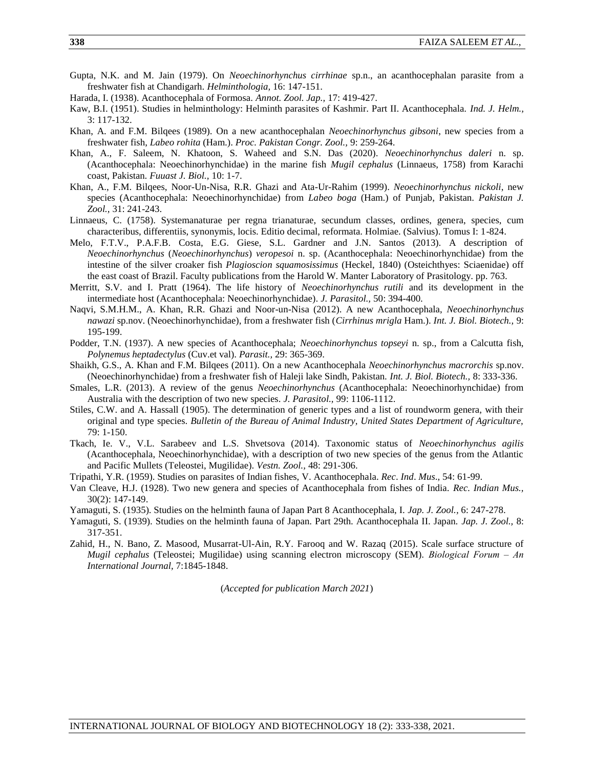Gupta, N.K. and M. Jain (1979). On *Neoechinorhynchus cirrhinae* sp.n., an acanthocephalan parasite from a freshwater fish at Chandigarh. *Helminthologia,* 16: 147-151.

Harada, I. (1938). Acanthocephala of Formosa. *Annot. Zool. Jap.,* 17: 419-427.

Kaw, B.I. (1951). Studies in helminthology: Helminth parasites of Kashmir. Part II. Acanthocephala. *Ind. J. Helm.,* 3: 117-132.

Khan, A. and F.M. Bilqees (1989). On a new acanthocephalan *Neoechinorhynchus gibsoni*, new species from a freshwater fish, *Labeo rohita* (Ham.). *Proc. Pakistan Congr. Zool.,* 9: 259-264.

Khan, A., F. Saleem, N. Khatoon, S. Waheed and S.N. Das (2020). *Neoechinorhynchus daleri* n. sp. (Acanthocephala: Neoechinorhynchidae) in the marine fish *Mugil cephalus* (Linnaeus, 1758) from Karachi coast, Pakistan. *Fuuast J. Biol.,* 10: 1-7.

Khan, A., F.M. Bilqees, Noor-Un-Nisa, R.R. Ghazi and Ata-Ur-Rahim (1999). *Neoechinorhynchus nickoli*, new species (Acanthocephala: Neoechinorhynchidae) from *Labeo boga* (Ham.) of Punjab, Pakistan. *Pakistan J. Zool.,* 31: 241-243.

Linnaeus, C. (1758). Systemanaturae per regna trianaturae, secundum classes, ordines, genera, species, cum characteribus, differentiis, synonymis, locis. Editio decimal, reformata. Holmiae. (Salvius). Tomus I: 1-824.

Melo, F.T.V., P.A.F.B. Costa, E.G. Giese, S.L. Gardner and J.N. Santos (2013). A description of *Neoechinorhynchus* (*Neoechinorhynchus*) *veropesoi* n. sp. (Acanthocephala: Neoechinorhynchidae) from the intestine of the silver croaker fish *Plagioscion squamosissimus* (Heckel, 1840) (Osteichthyes: Sciaenidae) off the east coast of Brazil. Faculty publications from the Harold W. Manter Laboratory of Prasitology. pp. 763.

Merritt, S.V. and I. Pratt (1964). The life history of *Neoechinorhynchus rutili* and its development in the intermediate host (Acanthocephala: Neoechinorhynchidae). *J. Parasitol.,* 50: 394-400.

Naqvi, S.M.H.M., A. Khan, R.R. Ghazi and Noor-un-Nisa (2012). A new Acanthocephala, *Neoechinorhynchus nawazi* sp.nov. (Neoechinorhynchidae), from a freshwater fish (*Cirrhinus mrigla* Ham.). *Int. J. Biol. Biotech.,* 9: 195-199.

Podder, T.N. (1937). A new species of Acanthocephala; *Neoechinorhynchus topseyi* n. sp., from a Calcutta fish, *Polynemus heptadectylus* (Cuv.et val). *Parasit.,* 29: 365-369.

Shaikh, G.S., A. Khan and F.M. Bilqees (2011). On a new Acanthocephala *Neoechinorhynchus macrorchis* sp.nov. (Neoechinorhynchidae) from a freshwater fish of Haleji lake Sindh, Pakistan. *Int. J. Biol. Biotech.,* 8: 333-336.

Smales, L.R. (2013). A review of the genus *Neoechinorhynchus* (Acanthocephala: Neoechinorhynchidae) from Australia with the description of two new species. *J. Parasitol.,* 99: 1106-1112.

Stiles, C.W. and A. Hassall (1905). The determination of generic types and a list of roundworm genera, with their original and type species. *Bulletin of the Bureau of Animal Industry, United States Department of Agriculture,* 79: 1-150.

Tkach, Ie. V., V.L. Sarabeev and L.S. Shvetsova (2014). Taxonomic status of *Neoechinorhynchus agilis* (Acanthocephala, Neoechinorhynchidae), with a description of two new species of the genus from the Atlantic and Pacific Mullets (Teleostei, Mugilidae). *Vestn. Zool.,* 48: 291-306.

Tripathi, Y.R. (1959). Studies on parasites of Indian fishes, V. Acanthocephala. *Rec. Ind. Mus.,* 54: 61-99.

Van Cleave, H.J. (1928). Two new genera and species of Acanthocephala from fishes of India. *Rec. Indian Mus.,* 30(2): 147-149.

Yamaguti, S. (1935). Studies on the helminth fauna of Japan Part 8 Acanthocephala, I. *Jap. J. Zool.,* 6: 247-278.

Yamaguti, S. (1939). Studies on the helminth fauna of Japan. Part 29th. Acanthocephala II. Japan. *Jap. J. Zool.,* 8: 317-351.

Zahid, H., N. Bano, Z. Masood, Musarrat-Ul-Ain, R.Y. Farooq and W. Razaq (2015). Scale surface structure of *Mugil cephalus* (Teleostei; Mugilidae) using scanning electron microscopy (SEM). *Biological Forum – An International Journal,* 7:1845-1848.

(*Accepted for publication March 2021*)